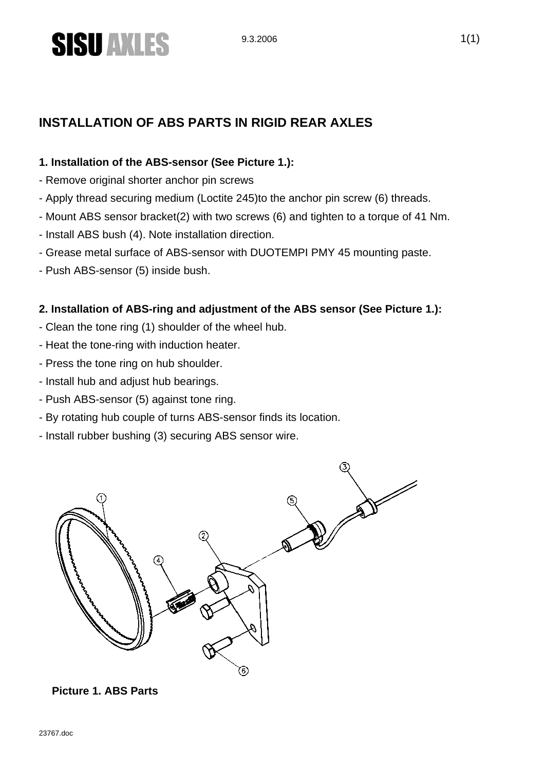# INSTALLATION OF ABS PARTS IN RIGID REAR AXLES

**1. Installation of the ABS-sensor (See Picture 1.):**

- Remove original shorter anchor pin screws
- Apply thread securing medium (Loctite 245)to the anchor pin screw (6) threads.
- Mount ABS sensor bracket(2) with two screws (6) and tighten to a torque of 41 Nm.
- Install ABS bush (4). Note installation direction.
- Grease metal surface of ABS-sensor with DUOTEMPI PMY 45 mounting paste.
- Push ABS-sensor (5) inside bush.

**2. Installation of ABS-ring and adjustment of the ABS sensor (See Picture 1.):**

- Clean the tone ring (1) shoulder of the wheel hub.
- Heat the tone-ring with induction heater.
- Press the tone ring on hub shoulder.
- Install hub and adjust hub bearings.
- Push ABS-sensor (5) against tone ring.
- By rotating hub couple of turns ABS-sensor finds its location.
- Install rubber bushing (3) securing ABS sensor wire.

**Picture 1. ABS Parts**

23767.doc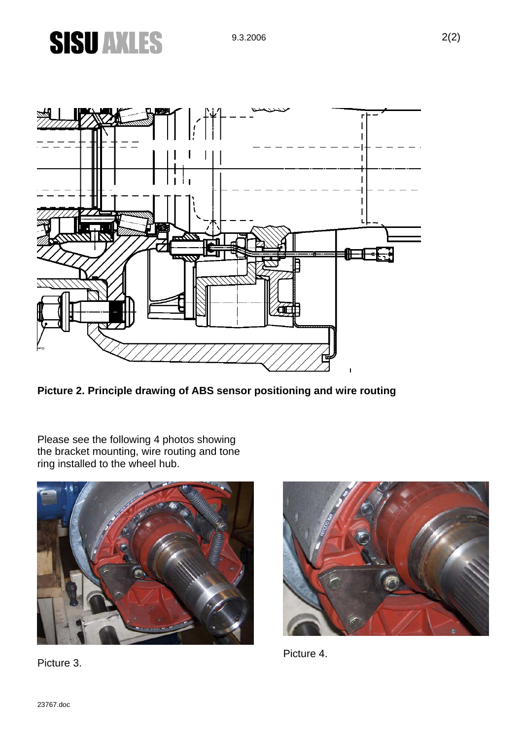**Picture 2. Principle drawing of ABS sensor positioning and wire routing**

Please see the following 4 photos showing the bracket mounting, wire routing and tone ring installed to the wheel hub.

Picture 3.

Picture 4.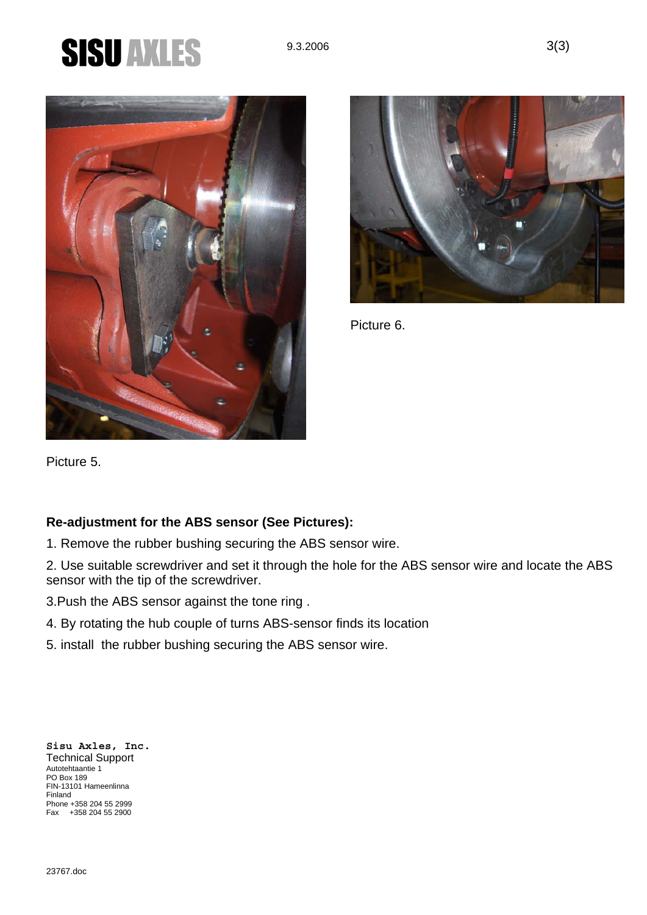Picture 5.

Picture 6.

**Re-adjustment for the ABS sensor (See Pictures):**

1. Remove the rubber bushing securing the ABS sensor wire.

2. Use suitable screwdriver and set it through the hole for the ABS sensor wire and locate the ABS sensor with the tip of the screwdriver.

3.Push the ABS sensor against the tone ring .

4. By rotating the hub couple of turns ABS-sensor finds its location

5. install the rubber bushing securing the ABS sensor wire.

**Sisu Axles, Inc.**
Technical Support
Autotehtaantie 1
PO Box 189
FIN-13101 Hameenlinna
Finland
Phone +358 204 55 2999
Fax +358 204 55 2900

23767.doc